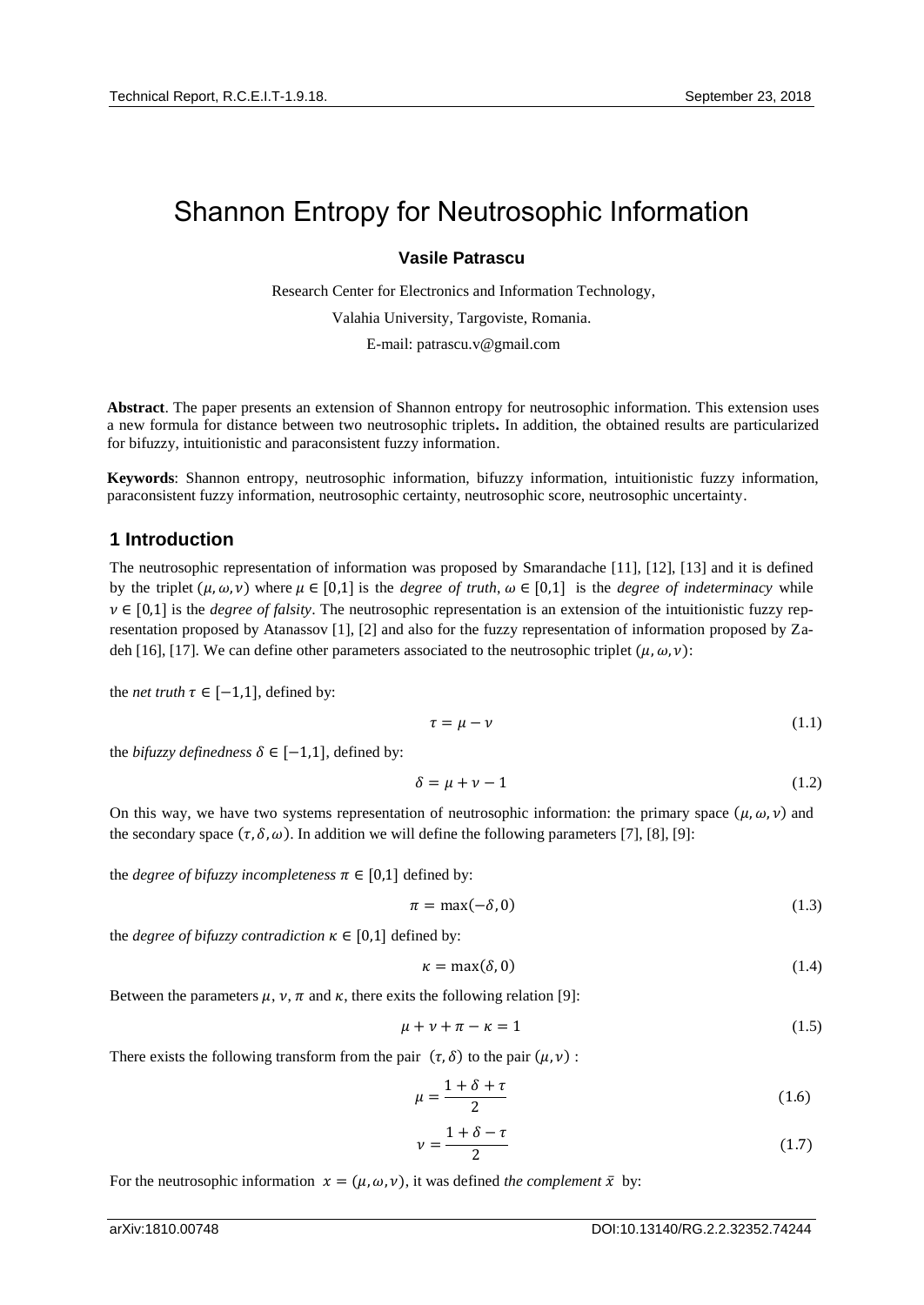# Shannon Entropy for Neutrosophic Information

**Vasile Patrascu**

Research Center for Electronics and Information Technology,

Valahia University, Targoviste, Romania.

E-mail: patrascu.v@gmail.com

**Abstract**. The paper presents an extension of Shannon entropy for neutrosophic information. This extension uses a new formula for distance between two neutrosophic triplets**.** In addition, the obtained results are particularized for bifuzzy, intuitionistic and paraconsistent fuzzy information.

**Keywords**: Shannon entropy, neutrosophic information, bifuzzy information, intuitionistic fuzzy information, paraconsistent fuzzy information, neutrosophic certainty, neutrosophic score, neutrosophic uncertainty.

## 1 Introduction

The neutrosophic representation of information was proposed by Smarandache [11], [12], [13] and it is defined by the triplet $(\mu, \omega, \nu)$ where $\mu \in [0,1]$ is the *degree of truth*, $\omega \in [0,1]$ is the *degree of indeterminacy* while $\nu \in [0,1]$ is the *degree of falsity*. The neutrosophic representation is an extension of the intuitionistic fuzzy representation proposed by Atanassov [1], [2] and also for the fuzzy representation of information proposed by Zadeh [16], [17]. We can define other parameters associated to the neutrosophic triplet $(\mu, \omega, \nu)$:

the *net truth* $\tau \in [-1,1]$, defined by:

$$\tau = \mu - \nu \tag{1.1}$$

the *bifuzzy definedness* $\delta \in [-1,1]$, defined by:

$$\delta = \mu + \nu - 1 \tag{1.2}$$

On this way, we have two systems representation of neutrosophic information: the primary space $(\mu, \omega, \nu)$ and the secondary space $(\tau, \delta, \omega)$. In addition we will define the following parameters [7], [8], [9]:

the *degree of bifuzzy incompleteness* $\pi \in [0,1]$ defined by:

$$\pi = \max(-\delta, 0) \tag{1.3}$$

the *degree of bifuzzy contradiction* $\kappa \in [0,1]$ defined by:

$$\kappa = \max(\delta, 0) \tag{1.4}$$

Between the parameters $\mu$, $\nu$, $\pi$ and $\kappa$, there exits the following relation [9]:

$$\mu + \nu + \pi - \kappa = 1 \tag{1.5}$$

There exists the following transform from the pair $(\tau, \delta)$ to the pair $(\mu, \nu)$ :

$$\mu = \frac{1 + \delta + \tau}{2} \tag{1.6}$$

$$\nu = \frac{1 + \delta - \tau}{2} \tag{1.7}$$

For the neutrosophic information $x = (\mu, \omega, \nu)$, it was defined *the complement* $\bar{x}$ by: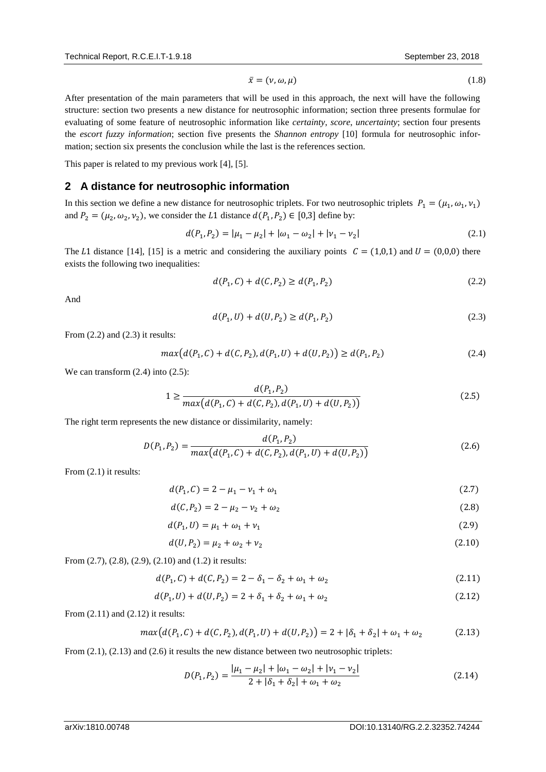$$\bar{x} = (\nu, \omega, \mu) \tag{1.8}$$

After presentation of the main parameters that will be used in this approach, the next will have the following structure: section two presents a new distance for neutrosophic information; section three presents formulae for evaluating of some feature of neutrosophic information like *certainty*, *score*, *uncertainty*; section four presents the *escort fuzzy information*; section five presents the *Shannon entropy* [10] formula for neutrosophic information; section six presents the conclusion while the last is the references section.

This paper is related to my previous work [4], [5].

## 2 A distance for neutrosophic information

In this section we define a new distance for neutrosophic triplets. For two neutrosophic triplets $P_1 = (\mu_1, \omega_1, \nu_1)$ and $P_2 = (\mu_2, \omega_2, \nu_2)$, we consider the $L1$ distance $d(P_1, P_2) \in [0,3]$ define by:

$$d(P_1, P_2) = |\mu_1 - \mu_2| + |\omega_1 - \omega_2| + |\nu_1 - \nu_2| \tag{2.1}$$

The $L1$ distance [14], [15] is a metric and considering the auxiliary points $C = (1,0,1)$ and $U = (0,0,0)$ there exists the following two inequalities:

$$d(P_1, C) + d(C, P_2) \geq d(P_1, P_2) \tag{2.2}$$

And

$$d(P_1, U) + d(U, P_2) \geq d(P_1, P_2) \tag{2.3}$$

From (2.2) and (2.3) it results:

$$max\big(d(P_1, C) + d(C, P_2), d(P_1, U) + d(U, P_2)\big) \geq d(P_1, P_2) \tag{2.4}$$

We can transform (2.4) into (2.5):

$$1 \geq \frac{d(P_1, P_2)}{max\big(d(P_1, C) + d(C, P_2), d(P_1, U) + d(U, P_2)\big)} \tag{2.5}$$

The right term represents the new distance or dissimilarity, namely:

$$D(P_1, P_2) = \frac{d(P_1, P_2)}{max\big(d(P_1, C) + d(C, P_2), d(P_1, U) + d(U, P_2)\big)} \tag{2.6}$$

From (2.1) it results:

$$d(P_1, C) = 2 - \mu_1 - \nu_1 + \omega_1 \tag{2.7}$$

$$d(C, P_2) = 2 - \mu_2 - \nu_2 + \omega_2 \tag{2.8}$$

$$d(P_1, U) = \mu_1 + \omega_1 + \nu_1 \tag{2.9}$$

$$d(U, P_2) = \mu_2 + \omega_2 + \nu_2 \tag{2.10}$$

From (2.7), (2.8), (2.9), (2.10) and (1.2) it results:

$$d(P_1, C) + d(C, P_2) = 2 - \delta_1 - \delta_2 + \omega_1 + \omega_2 \tag{2.11}$$

$$d(P_1, U) + d(U, P_2) = 2 + \delta_1 + \delta_2 + \omega_1 + \omega_2 \tag{2.12}$$

From (2.11) and (2.12) it results:

$$max\big(d(P_1, C) + d(C, P_2), d(P_1, U) + d(U, P_2)\big) = 2 + |\delta_1 + \delta_2| + \omega_1 + \omega_2 \tag{2.13}$$

From (2.1), (2.13) and (2.6) it results the new distance between two neutrosophic triplets:

$$D(P_1, P_2) = \frac{|\mu_1 - \mu_2| + |\omega_1 - \omega_2| + |\nu_1 - \nu_2|}{2 + |\delta_1 + \delta_2| + \omega_1 + \omega_2} \tag{2.14}$$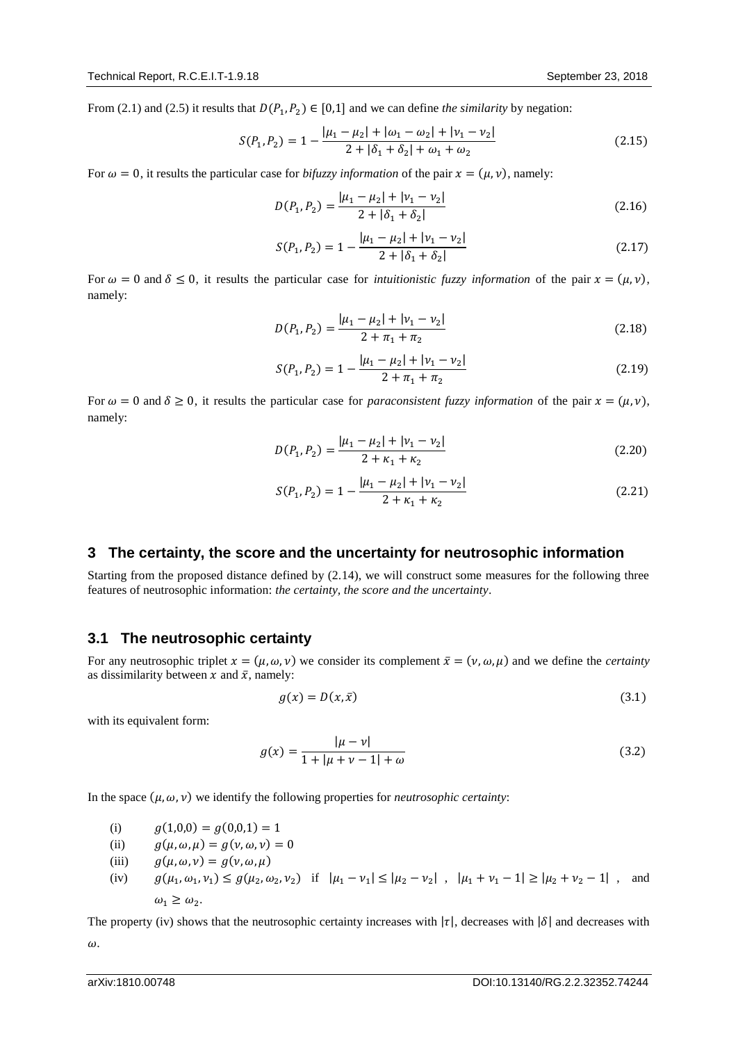From (2.1) and (2.5) it results that $D(P_1, P_2) \in [0,1]$ and we can define *the similarity* by negation:

$$S(P_1, P_2) = 1 - \frac{|\mu_1 - \mu_2| + |\omega_1 - \omega_2| + |\nu_1 - \nu_2|}{2 + |\delta_1 + \delta_2| + \omega_1 + \omega_2} \tag{2.15}$$

For $\omega = 0$, it results the particular case for *bifuzzy information* of the pair $x = (\mu, \nu)$, namely:

$$D(P_1, P_2) = \frac{|\mu_1 - \mu_2| + |\nu_1 - \nu_2|}{2 + |\delta_1 + \delta_2|} \tag{2.16}$$

$$S(P_1, P_2) = 1 - \frac{|\mu_1 - \mu_2| + |\nu_1 - \nu_2|}{2 + |\delta_1 + \delta_2|} \tag{2.17}$$

For $\omega = 0$ and $\delta \leq 0$, it results the particular case for *intuitionistic fuzzy information* of the pair $x = (\mu, \nu)$, namely:

$$D(P_1, P_2) = \frac{|\mu_1 - \mu_2| + |\nu_1 - \nu_2|}{2 + \pi_1 + \pi_2} \tag{2.18}$$

$$S(P_1, P_2) = 1 - \frac{|\mu_1 - \mu_2| + |\nu_1 - \nu_2|}{2 + \pi_1 + \pi_2} \tag{2.19}$$

For $\omega = 0$ and $\delta \geq 0$, it results the particular case for *paraconsistent fuzzy information* of the pair $x = (\mu, \nu)$, namely:

$$D(P_1, P_2) = \frac{|\mu_1 - \mu_2| + |\nu_1 - \nu_2|}{2 + \kappa_1 + \kappa_2} \tag{2.20}$$

$$S(P_1, P_2) = 1 - \frac{|\mu_1 - \mu_2| + |\nu_1 - \nu_2|}{2 + \kappa_1 + \kappa_2} \tag{2.21}$$

## 3 The certainty, the score and the uncertainty for neutrosophic information

Starting from the proposed distance defined by (2.14), we will construct some measures for the following three features of neutrosophic information: *the certainty, the score and the uncertainty*.

### 3.1 The neutrosophic certainty

For any neutrosophic triplet $x = (\mu, \omega, \nu)$ we consider its complement $\bar{x} = (\nu, \omega, \mu)$ and we define the *certainty* as dissimilarity between $x$ and $\bar{x}$, namely:

$$g(x) = D(x, \bar{x}) \tag{3.1}$$

with its equivalent form:

$$g(x) = \frac{|\mu - \nu|}{1 + |\mu + \nu - 1| + \omega} \tag{3.2}$$

In the space $(\mu, \omega, \nu)$ we identify the following properties for *neutrosophic certainty*:

(i) $g(1,0,0) = g(0,0,1) = 1$

(ii) $g(\mu, \omega, \mu) = g(\nu, \omega, \nu) = 0$

(iii) $g(\mu, \omega, \nu) = g(\nu, \omega, \mu)$

(iv) $g(\mu_1, \omega_1, \nu_1) \leq g(\mu_2, \omega_2, \nu_2)$ if $|\mu_1 - \nu_1| \leq |\mu_2 - \nu_2|$ , $|\mu_1 + \nu_1 - 1| \geq |\mu_2 + \nu_2 - 1|$ , and $\omega_1 \geq \omega_2$.

The property (iv) shows that the neutrosophic certainty increases with $|\tau|$, decreases with $|\delta|$ and decreases with $\omega$.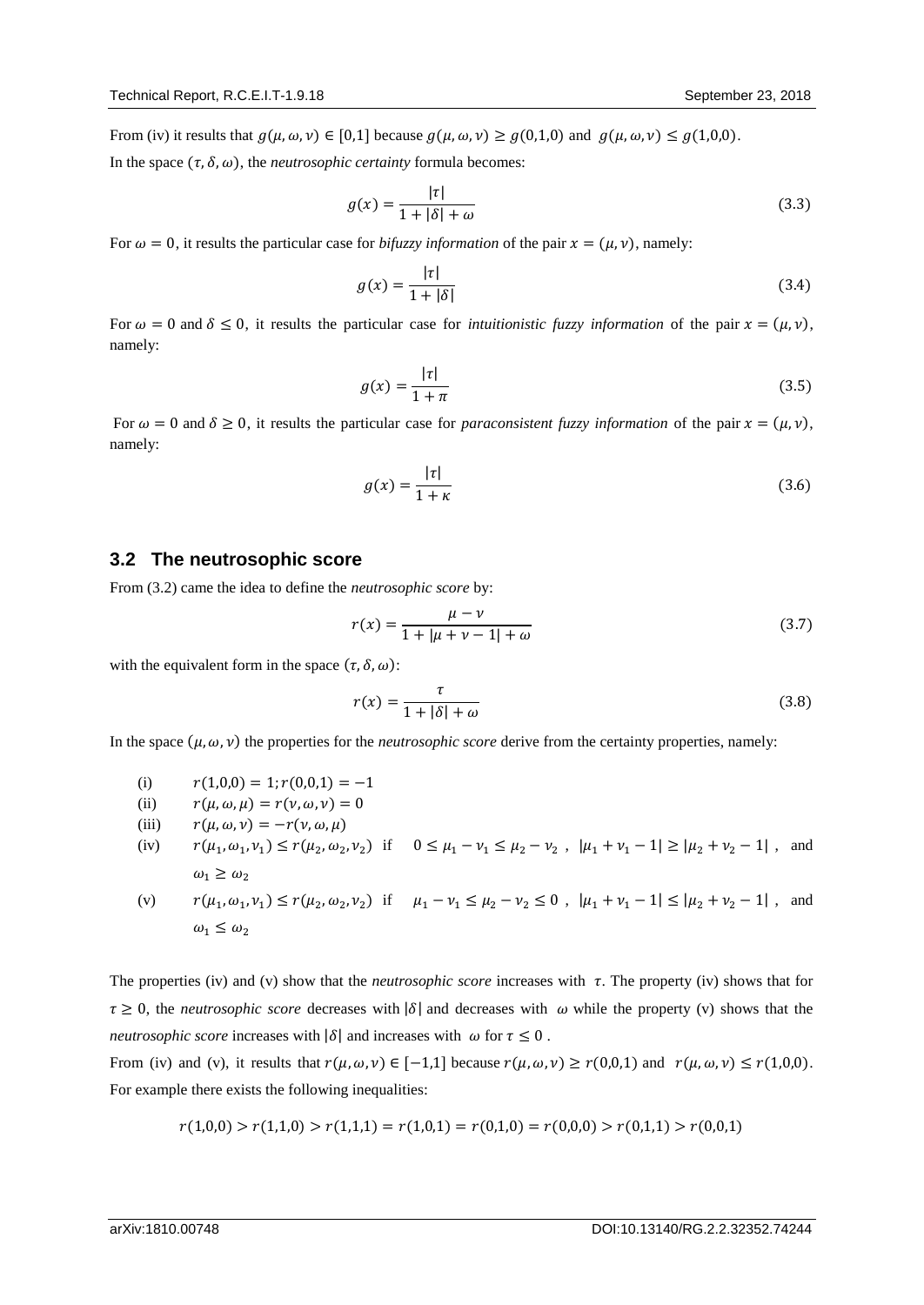From (iv) it results that $g(\mu, \omega, \nu) \in [0,1]$ because $g(\mu, \omega, \nu) \geq g(0,1,0)$ and $g(\mu, \omega, \nu) \leq g(1,0,0)$.

In the space $(\tau, \delta, \omega)$, the *neutrosophic certainty* formula becomes:

$$g(x) = \frac{|\tau|}{1 + |\delta| + \omega} \tag{3.3}$$

For $\omega = 0$, it results the particular case for *bifuzzy information* of the pair $x = (\mu, \nu)$, namely:

$$g(x) = \frac{|\tau|}{1 + |\delta|} \tag{3.4}$$

For $\omega = 0$ and $\delta \leq 0$, it results the particular case for *intuitionistic fuzzy information* of the pair $x = (\mu, \nu)$, namely:

$$g(x) = \frac{|\tau|}{1 + \pi} \tag{3.5}$$

For $\omega = 0$ and $\delta \geq 0$, it results the particular case for *paraconsistent fuzzy information* of the pair $x = (\mu, \nu)$, namely:

$$g(x) = \frac{|\tau|}{1 + \kappa} \tag{3.6}$$

## 3.2 The neutrosophic score

From (3.2) came the idea to define the *neutrosophic score* by:

$$r(x) = \frac{\mu - \nu}{1 + |\mu + \nu - 1| + \omega} \tag{3.7}$$

with the equivalent form in the space $(\tau, \delta, \omega)$:

$$r(x) = \frac{\tau}{1 + |\delta| + \omega} \tag{3.8}$$

In the space $(\mu, \omega, \nu)$ the properties for the *neutrosophic score* derive from the certainty properties, namely:

(i) $r(1,0,0) = 1; r(0,0,1) = -1$

(ii) $r(\mu, \omega, \mu) = r(\nu, \omega, \nu) = 0$

(iii) $r(\mu, \omega, \nu) = -r(\nu, \omega, \mu)$

(iv) $r(\mu_1, \omega_1, \nu_1) \leq r(\mu_2, \omega_2, \nu_2)$ if $0 \leq \mu_1 - \nu_1 \leq \mu_2 - \nu_2$ , $|\mu_1 + \nu_1 - 1| \geq |\mu_2 + \nu_2 - 1|$ , and $\omega_1 \geq \omega_2$

(v) $r(\mu_1, \omega_1, \nu_1) \leq r(\mu_2, \omega_2, \nu_2)$ if $\mu_1 - \nu_1 \leq \mu_2 - \nu_2 \leq 0$ , $|\mu_1 + \nu_1 - 1| \leq |\mu_2 + \nu_2 - 1|$ , and $\omega_1 \leq \omega_2$

The properties (iv) and (v) show that the *neutrosophic score* increases with $\tau$. The property (iv) shows that for $\tau \geq 0$, the *neutrosophic score* decreases with $|\delta|$ and decreases with $\omega$ while the property (v) shows that the *neutrosophic score* increases with $|\delta|$ and increases with $\omega$ for $\tau \leq 0$ .

From (iv) and (v), it results that $r(\mu, \omega, \nu) \in [-1,1]$ because $r(\mu, \omega, \nu) \geq r(0,0,1)$ and $r(\mu, \omega, \nu) \leq r(1,0,0)$.

For example there exists the following inequalities:

$$r(1,0,0) > r(1,1,0) > r(1,1,1) = r(1,0,1) = r(0,1,0) = r(0,0,0) > r(0,1,1) > r(0,0,1)$$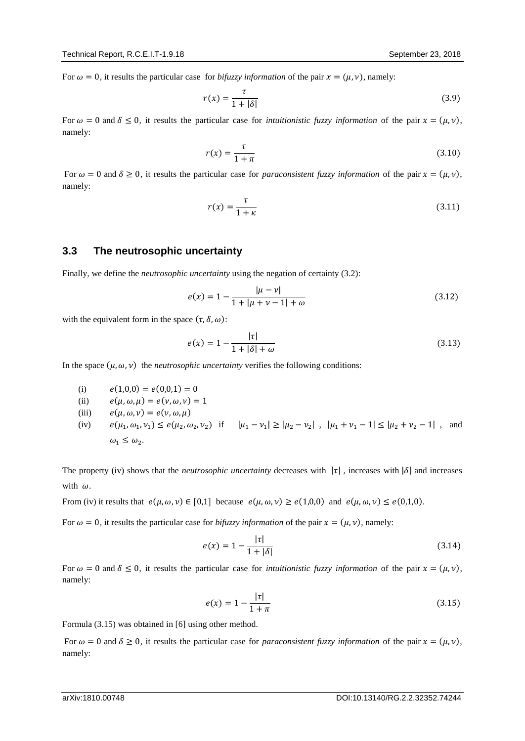For $\omega = 0$, it results the particular case for *bifuzzy information* of the pair $x = (\mu, \nu)$, namely:

$$r(x) = \frac{\tau}{1 + |\delta|} \tag{3.9}$$

For $\omega = 0$ and $\delta \le 0$, it results the particular case for *intuitionistic fuzzy information* of the pair $x = (\mu, \nu)$, namely:

$$r(x) = \frac{\tau}{1 + \pi} \tag{3.10}$$

For $\omega = 0$ and $\delta \ge 0$, it results the particular case for *paraconsistent fuzzy information* of the pair $x = (\mu, \nu)$, namely:

$$r(x) = \frac{\tau}{1 + \kappa} \tag{3.11}$$

## 3.3 The neutrosophic uncertainty

Finally, we define the *neutrosophic uncertainty* using the negation of certainty (3.2):

$$e(x) = 1 - \frac{|\mu - \nu|}{1 + |\mu + \nu - 1| + \omega} \tag{3.12}$$

with the equivalent form in the space $(\tau, \delta, \omega)$:

$$e(x) = 1 - \frac{|\tau|}{1 + |\delta| + \omega} \tag{3.13}$$

In the space $(\mu, \omega, \nu)$ the *neutrosophic uncertainty* verifies the following conditions:

(i) $e(1,0,0) = e(0,0,1) = 0$

(ii) $e(\mu, \omega, \mu) = e(\nu, \omega, \nu) = 1$

(iii) $e(\mu, \omega, \nu) = e(\nu, \omega, \mu)$

(iv) $e(\mu_1, \omega_1, \nu_1) \le e(\mu_2, \omega_2, \nu_2)$ if $|\mu_1 - \nu_1| \ge |\mu_2 - \nu_2|$ , $|\mu_1 + \nu_1 - 1| \le |\mu_2 + \nu_2 - 1|$ , and $\omega_1 \le \omega_2$.

The property (iv) shows that the *neutrosophic uncertainty* decreases with $|\tau|$ , increases with $|\delta|$ and increases with $\omega$.

From (iv) it results that $e(\mu, \omega, \nu) \in [0,1]$ because $e(\mu, \omega, \nu) \ge e(1,0,0)$ and $e(\mu, \omega, \nu) \le e(0,1,0)$.

For $\omega = 0$, it results the particular case for *bifuzzy information* of the pair $x = (\mu, \nu)$, namely:

$$e(x) = 1 - \frac{|\tau|}{1 + |\delta|} \tag{3.14}$$

For $\omega = 0$ and $\delta \le 0$, it results the particular case for *intuitionistic fuzzy information* of the pair $x = (\mu, \nu)$, namely:

$$e(x) = 1 - \frac{|\tau|}{1 + \pi} \tag{3.15}$$

Formula (3.15) was obtained in [6] using other method.

For $\omega = 0$ and $\delta \ge 0$, it results the particular case for *paraconsistent fuzzy information* of the pair $x = (\mu, \nu)$, namely: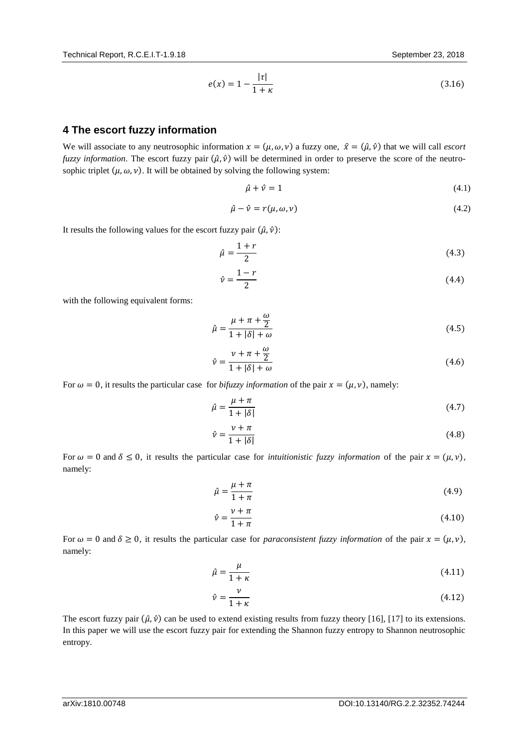$$e(x) = 1 - \frac{|\tau|}{1+\kappa} \tag{3.16}$$

## 4 The escort fuzzy information

We will associate to any neutrosophic information $x = (\mu, \omega, \nu)$ a fuzzy one, $\hat{x} = (\hat{\mu}, \hat{\nu})$ that we will call *escort fuzzy information*. The escort fuzzy pair $(\hat{\mu}, \hat{\nu})$ will be determined in order to preserve the score of the neutrosophic triplet $(\mu, \omega, \nu)$. It will be obtained by solving the following system:

$$\hat{\mu} + \hat{\nu} = 1 \tag{4.1}$$

$$\hat{\mu} - \hat{\nu} = r(\mu, \omega, \nu) \tag{4.2}$$

It results the following values for the escort fuzzy pair $(\hat{\mu}, \hat{\nu})$:

$$\hat{\mu} = \frac{1+r}{2} \tag{4.3}$$

$$\hat{\nu} = \frac{1-r}{2} \tag{4.4}$$

with the following equivalent forms:

$$\hat{\mu} = \frac{\mu + \pi + \frac{\omega}{2}}{1 + |\delta| + \omega} \tag{4.5}$$

$$\hat{\nu} = \frac{\nu + \pi + \frac{\omega}{2}}{1 + |\delta| + \omega} \tag{4.6}$$

For $\omega = 0$, it results the particular case for *bifuzzy information* of the pair $x = (\mu, \nu)$, namely:

$$\hat{\mu} = \frac{\mu + \pi}{1 + |\delta|} \tag{4.7}$$

$$\hat{\nu} = \frac{\nu + \pi}{1 + |\delta|} \tag{4.8}$$

For $\omega = 0$ and $\delta \leq 0$, it results the particular case for *intuitionistic fuzzy information* of the pair $x = (\mu, \nu)$, namely:

$$\hat{\mu} = \frac{\mu + \pi}{1 + \pi} \tag{4.9}$$

$$\hat{\nu} = \frac{\nu + \pi}{1 + \pi} \tag{4.10}$$

For $\omega = 0$ and $\delta \geq 0$, it results the particular case for *paraconsistent fuzzy information* of the pair $x = (\mu, \nu)$, namely:

$$\hat{\mu} = \frac{\mu}{1 + \kappa} \tag{4.11}$$

$$\hat{\nu} = \frac{\nu}{1 + \kappa} \tag{4.12}$$

The escort fuzzy pair $(\hat{\mu}, \hat{\nu})$ can be used to extend existing results from fuzzy theory [16], [17] to its extensions. In this paper we will use the escort fuzzy pair for extending the Shannon fuzzy entropy to Shannon neutrosophic entropy.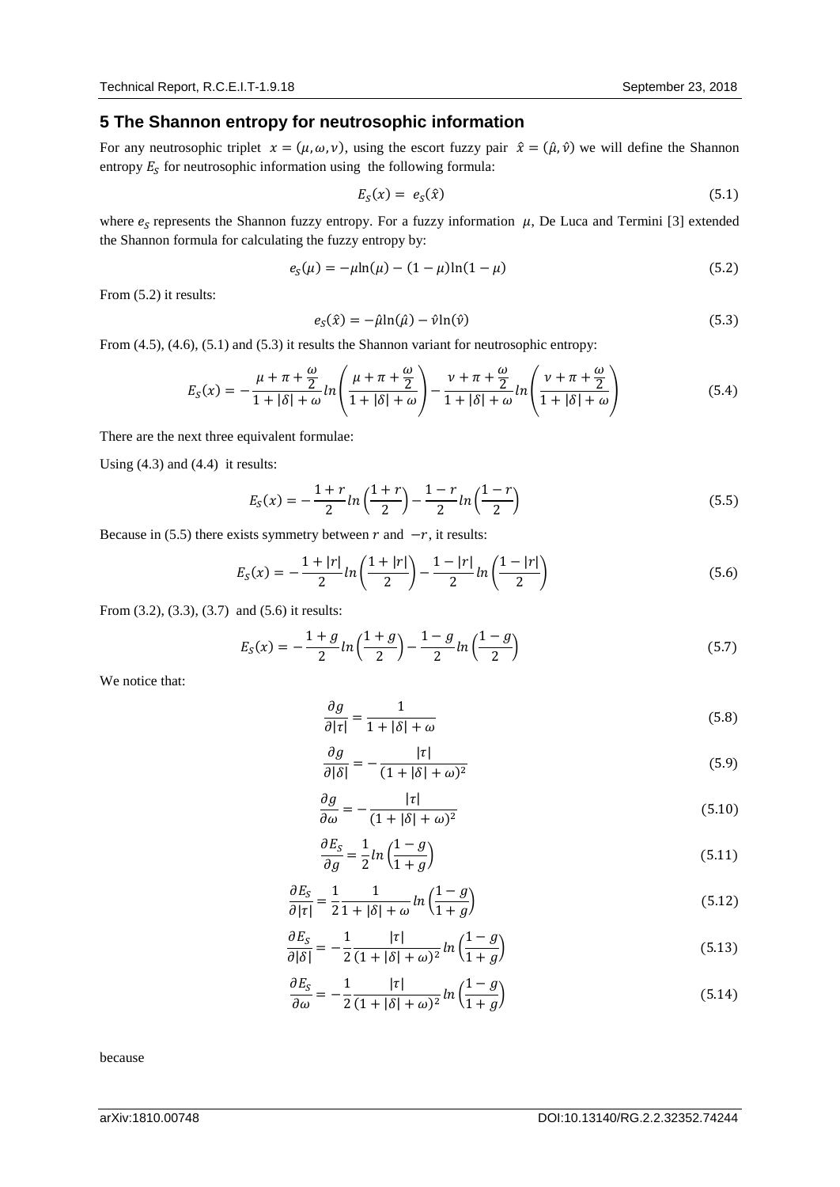## 5 The Shannon entropy for neutrosophic information

For any neutrosophic triplet $x = (\mu, \omega, \nu)$, using the escort fuzzy pair $\hat{x} = (\hat{\mu}, \hat{\nu})$ we will define the Shannon entropy $E_S$ for neutrosophic information using the following formula:

$$E_S(x) = e_S(\hat{x}) \tag{5.1}$$

where $e_S$ represents the Shannon fuzzy entropy. For a fuzzy information $\mu$, De Luca and Termini [3] extended the Shannon formula for calculating the fuzzy entropy by:

$$e_S(\mu) = -\mu \ln(\mu) - (1-\mu)\ln(1-\mu) \tag{5.2}$$

From (5.2) it results:

$$e_S(\hat{x}) = -\hat{\mu}\ln(\hat{\mu}) - \hat{\nu}\ln(\hat{\nu}) \tag{5.3}$$

From (4.5), (4.6), (5.1) and (5.3) it results the Shannon variant for neutrosophic entropy:

$$E_S(x) = -\frac{\mu + \pi + \frac{\omega}{2}}{1 + |\delta| + \omega} ln\left(\frac{\mu + \pi + \frac{\omega}{2}}{1 + |\delta| + \omega}\right) - \frac{\nu + \pi + \frac{\omega}{2}}{1 + |\delta| + \omega} ln\left(\frac{\nu + \pi + \frac{\omega}{2}}{1 + |\delta| + \omega}\right) \tag{5.4}$$

There are the next three equivalent formulae:

Using (4.3) and (4.4) it results:

$$E_S(x) = -\frac{1+r}{2} ln\left(\frac{1+r}{2}\right) - \frac{1-r}{2} ln\left(\frac{1-r}{2}\right) \tag{5.5}$$

Because in (5.5) there exists symmetry between $r$ and $-r$, it results:

$$E_S(x) = -\frac{1+|r|}{2} ln\left(\frac{1+|r|}{2}\right) - \frac{1-|r|}{2} ln\left(\frac{1-|r|}{2}\right) \tag{5.6}$$

From (3.2), (3.3), (3.7) and (5.6) it results:

$$E_S(x) = -\frac{1+g}{2} ln\left(\frac{1+g}{2}\right) - \frac{1-g}{2} ln\left(\frac{1-g}{2}\right) \tag{5.7}$$

We notice that:

$$\frac{\partial g}{\partial |\tau|} = \frac{1}{1 + |\delta| + \omega} \tag{5.8}$$

$$\frac{\partial g}{\partial |\delta|} = -\frac{|\tau|}{(1 + |\delta| + \omega)^2} \tag{5.9}$$

$$\frac{\partial g}{\partial \omega} = -\frac{|\tau|}{(1 + |\delta| + \omega)^2} \tag{5.10}$$

$$\frac{\partial E_S}{\partial g} = \frac{1}{2} ln\left(\frac{1-g}{1+g}\right) \tag{5.11}$$

$$\frac{\partial E_S}{\partial |\tau|} = \frac{1}{2}\frac{1}{1 + |\delta| + \omega} ln\left(\frac{1-g}{1+g}\right) \tag{5.12}$$

$$\frac{\partial E_S}{\partial |\delta|} = -\frac{1}{2}\frac{|\tau|}{(1 + |\delta| + \omega)^2} ln\left(\frac{1-g}{1+g}\right) \tag{5.13}$$

$$\frac{\partial E_S}{\partial \omega} = -\frac{1}{2}\frac{|\tau|}{(1 + |\delta| + \omega)^2} ln\left(\frac{1-g}{1+g}\right) \tag{5.14}$$

because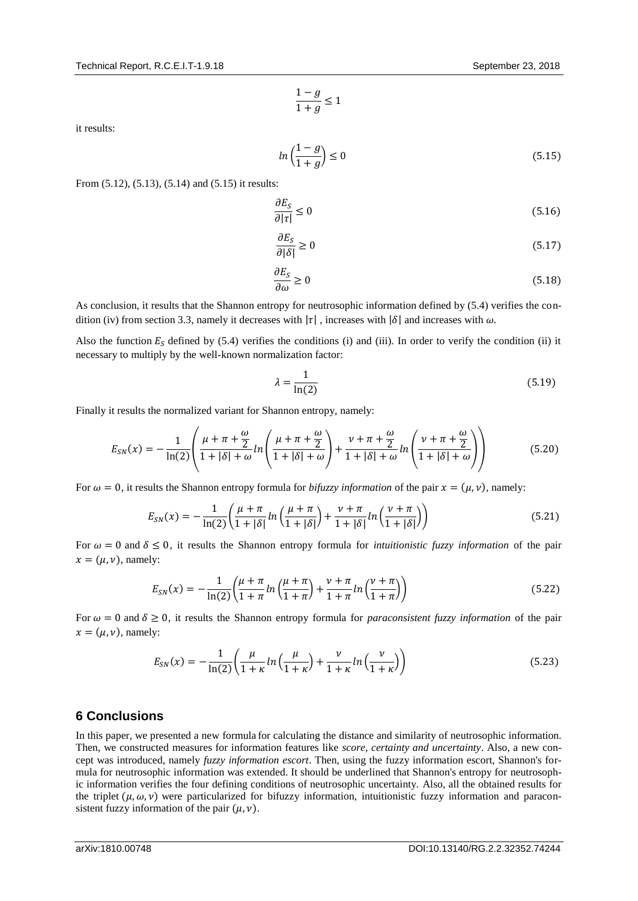$$\frac{1-g}{1+g} \leq 1$$

it results:

$$ln\left(\frac{1-g}{1+g}\right) \leq 0 \tag{5.15}$$

From (5.12), (5.13), (5.14) and (5.15) it results:

$$\frac{\partial E_S}{\partial |\tau|} \leq 0 \tag{5.16}$$

$$\frac{\partial E_S}{\partial |\delta|} \geq 0 \tag{5.17}$$

$$\frac{\partial E_S}{\partial \omega} \geq 0 \tag{5.18}$$

As conclusion, it results that the Shannon entropy for neutrosophic information defined by (5.4) verifies the condition (iv) from section 3.3, namely it decreases with $|\tau|$ , increases with $|\delta|$ and increases with $\omega$.

Also the function $E_S$ defined by (5.4) verifies the conditions (i) and (iii). In order to verify the condition (ii) it necessary to multiply by the well-known normalization factor:

$$\lambda = \frac{1}{\ln(2)} \tag{5.19}$$

Finally it results the normalized variant for Shannon entropy, namely:

$$E_{SN}(x) = -\frac{1}{\ln(2)}\left(\frac{\mu+\pi+\frac{\omega}{2}}{1+|\delta|+\omega} ln\left(\frac{\mu+\pi+\frac{\omega}{2}}{1+|\delta|+\omega}\right) + \frac{\nu+\pi+\frac{\omega}{2}}{1+|\delta|+\omega} ln\left(\frac{\nu+\pi+\frac{\omega}{2}}{1+|\delta|+\omega}\right)\right) \tag{5.20}$$

For $\omega = 0$, it results the Shannon entropy formula for *bifuzzy information* of the pair $x = (\mu, \nu)$, namely:

$$E_{SN}(x) = -\frac{1}{\ln(2)}\left(\frac{\mu+\pi}{1+|\delta|} ln\left(\frac{\mu+\pi}{1+|\delta|}\right) + \frac{\nu+\pi}{1+|\delta|} ln\left(\frac{\nu+\pi}{1+|\delta|}\right)\right) \tag{5.21}$$

For $\omega = 0$ and $\delta \leq 0$, it results the Shannon entropy formula for *intuitionistic fuzzy information* of the pair $x = (\mu, \nu)$, namely:

$$E_{SN}(x) = -\frac{1}{\ln(2)}\left(\frac{\mu+\pi}{1+\pi} ln\left(\frac{\mu+\pi}{1+\pi}\right) + \frac{\nu+\pi}{1+\pi} ln\left(\frac{\nu+\pi}{1+\pi}\right)\right) \tag{5.22}$$

For $\omega = 0$ and $\delta \geq 0$, it results the Shannon entropy formula for *paraconsistent fuzzy information* of the pair $x = (\mu, \nu)$, namely:

$$E_{SN}(x) = -\frac{1}{\ln(2)}\left(\frac{\mu}{1+\kappa} ln\left(\frac{\mu}{1+\kappa}\right) + \frac{\nu}{1+\kappa} ln\left(\frac{\nu}{1+\kappa}\right)\right) \tag{5.23}$$

## 6 Conclusions

In this paper, we presented a new formula for calculating the distance and similarity of neutrosophic information. Then, we constructed measures for information features like *score, certainty and uncertainty*. Also, a new concept was introduced, namely *fuzzy information escort*. Then, using the fuzzy information escort, Shannon's formula for neutrosophic information was extended. It should be underlined that Shannon's entropy for neutrosophic information verifies the four defining conditions of neutrosophic uncertainty. Also, all the obtained results for the triplet $(\mu, \omega, \nu)$ were particularized for bifuzzy information, intuitionistic fuzzy information and paraconsistent fuzzy information of the pair $(\mu, \nu)$.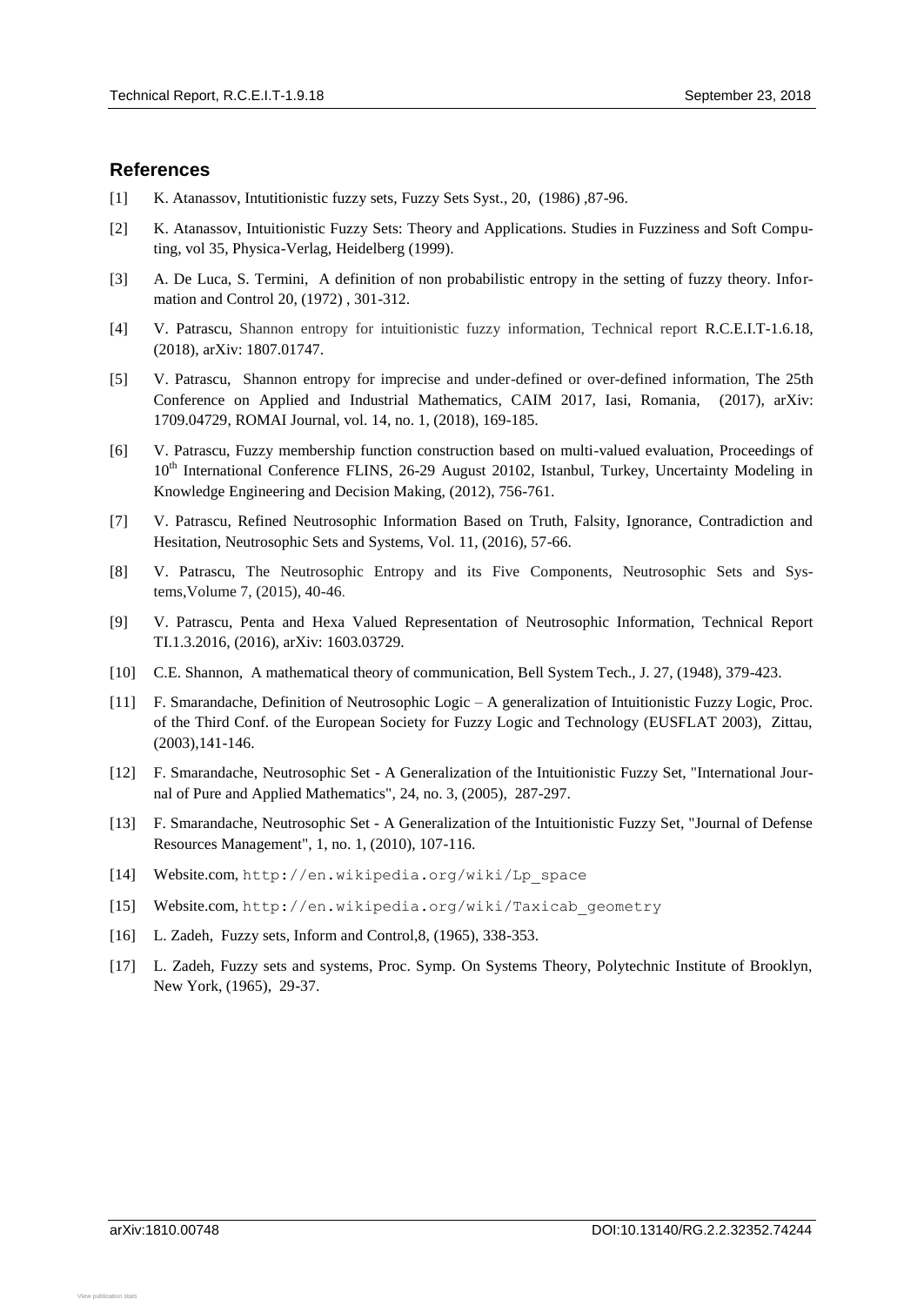## References

[1] K. Atanassov, Intutitionistic fuzzy sets, Fuzzy Sets Syst., 20, (1986) ,87-96.

[2] K. Atanassov, Intuitionistic Fuzzy Sets: Theory and Applications. Studies in Fuzziness and Soft Computing, vol 35, Physica-Verlag, Heidelberg (1999).

[3] A. De Luca, S. Termini, A definition of non probabilistic entropy in the setting of fuzzy theory. Information and Control 20, (1972) , 301-312.

[4] V. Patrascu, Shannon entropy for intuitionistic fuzzy information, Technical report R.C.E.I.T-1.6.18, (2018), arXiv: 1807.01747.

[5] V. Patrascu, Shannon entropy for imprecise and under-defined or over-defined information, The 25th Conference on Applied and Industrial Mathematics, CAIM 2017, Iasi, Romania, (2017), arXiv: 1709.04729, ROMAI Journal, vol. 14, no. 1, (2018), 169-185.

[6] V. Patrascu, Fuzzy membership function construction based on multi-valued evaluation, Proceedings of 10th International Conference FLINS, 26-29 August 20102, Istanbul, Turkey, Uncertainty Modeling in Knowledge Engineering and Decision Making, (2012), 756-761.

[7] V. Patrascu, Refined Neutrosophic Information Based on Truth, Falsity, Ignorance, Contradiction and Hesitation, Neutrosophic Sets and Systems, Vol. 11, (2016), 57-66.

[8] V. Patrascu, The Neutrosophic Entropy and its Five Components, Neutrosophic Sets and Systems,Volume 7, (2015), 40-46.

[9] V. Patrascu, Penta and Hexa Valued Representation of Neutrosophic Information, Technical Report TI.1.3.2016, (2016), arXiv: 1603.03729.

[10] C.E. Shannon, A mathematical theory of communication, Bell System Tech., J. 27, (1948), 379-423.

[11] F. Smarandache, Definition of Neutrosophic Logic – A generalization of Intuitionistic Fuzzy Logic, Proc. of the Third Conf. of the European Society for Fuzzy Logic and Technology (EUSFLAT 2003), Zittau, (2003),141-146.

[12] F. Smarandache, Neutrosophic Set - A Generalization of the Intuitionistic Fuzzy Set, "International Journal of Pure and Applied Mathematics", 24, no. 3, (2005), 287-297.

[13] F. Smarandache, Neutrosophic Set - A Generalization of the Intuitionistic Fuzzy Set, "Journal of Defense Resources Management", 1, no. 1, (2010), 107-116.

[14] Website.com, http://en.wikipedia.org/wiki/Lp_space

[15] Website.com, http://en.wikipedia.org/wiki/Taxicab_geometry

[16] L. Zadeh, Fuzzy sets, Inform and Control,8, (1965), 338-353.

[17] L. Zadeh, Fuzzy sets and systems, Proc. Symp. On Systems Theory, Polytechnic Institute of Brooklyn, New York, (1965), 29-37.